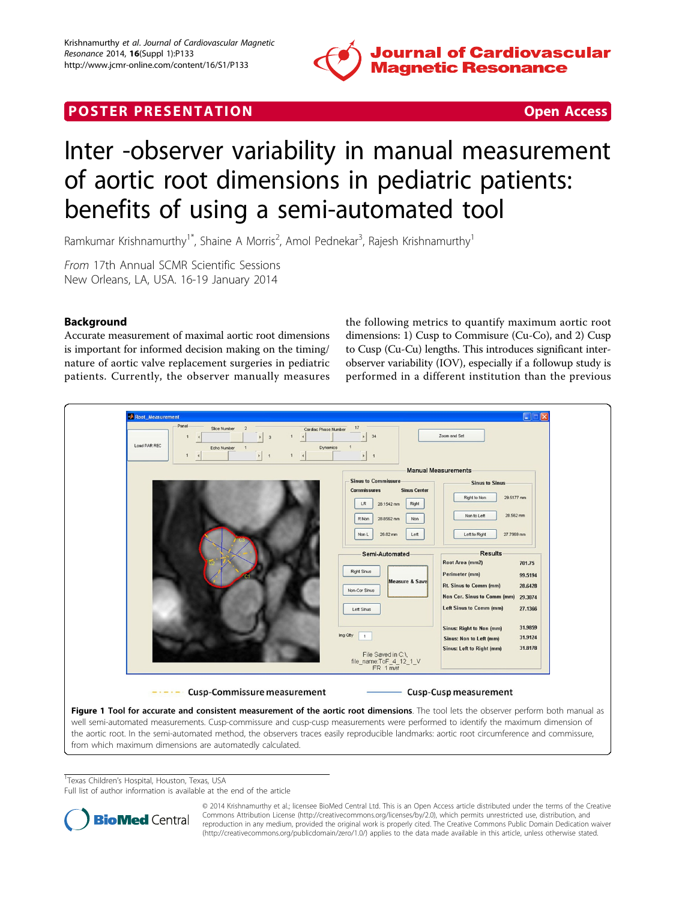# Inter -observer variability in manual measurement of aortic root dimensions in pediatric patients: benefits of using a semi-automated tool

Ramkumar Krishnamurthy[1*], Shaine A Morris[2], Amol Pednekar[3], Rajesh Krishnamurthy[1]

*From* 17th Annual SCMR Scientific Sessions
New Orleans, LA, USA. 16-19 January 2014

## Background

Accurate measurement of maximal aortic root dimensions is important for informed decision making on the timing/nature of aortic valve replacement surgeries in pediatric patients. Currently, the observer manually measures the following metrics to quantify maximum aortic root dimensions: 1) Cusp to Commisure (Cu-Co), and 2) Cusp to Cusp (Cu-Cu) lengths. This introduces significant inter-observer variability (IOV), especially if a followup study is performed in a different institution than the previous

Cusp-Commissure measurement

Cusp-Cusp measurement

**Figure 1 Tool for accurate and consistent measurement of the aortic root dimensions**. The tool lets the observer perform both manual as well semi-automated measurements. Cusp-commissure and cusp-cusp measurements were performed to identify the maximum dimension of the aortic root. In the semi-automated method, the observers traces easily reproducible landmarks: aortic root circumference and commissure, from which maximum dimensions are automatedly calculated.

[1]Texas Children's Hospital, Houston, Texas, USA
Full list of author information is available at the end of the article

© 2014 Krishnamurthy et al.; licensee BioMed Central Ltd. This is an Open Access article distributed under the terms of the Creative Commons Attribution License (http://creativecommons.org/licenses/by/2.0), which permits unrestricted use, distribution, and reproduction in any medium, provided the original work is properly cited. The Creative Commons Public Domain Dedication waiver (http://creativecommons.org/publicdomain/zero/1.0/) applies to the data made available in this article, unless otherwise stated.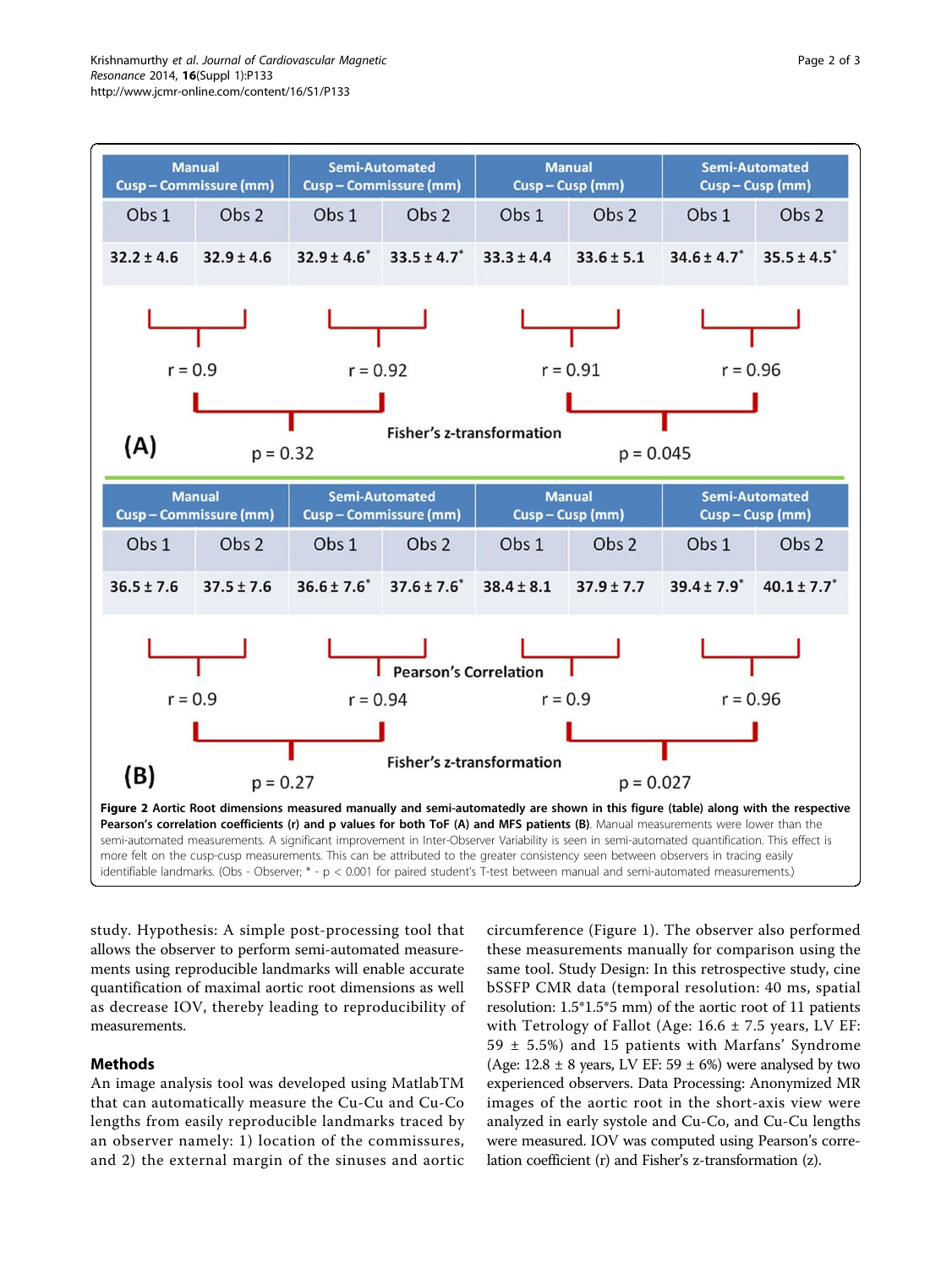| Manual Cusp – Commissure (mm) | | Semi-Automated Cusp – Commissure (mm) | | Manual Cusp – Cusp (mm) | | Semi-Automated Cusp – Cusp (mm) | |
|---|---|---|---|---|---|---|---|
| Obs 1 | Obs 2 | Obs 1 | Obs 2 | Obs 1 | Obs 2 | Obs 1 | Obs 2 |
| 32.2 ± 4.6 | 32.9 ± 4.6 | 32.9 ± 4.6* | 33.5 ± 4.7* | 33.3 ± 4.4 | 33.6 ± 5.1 | 34.6 ± 4.7* | 35.5 ± 4.5* |
| r = 0.9 | | r = 0.92 | | r = 0.91 | | r = 0.96 | |

(A)

Fisher's z-transformation

p = 0.32

p = 0.045

| Manual Cusp – Commissure (mm) | | Semi-Automated Cusp – Commissure (mm) | | Manual Cusp – Cusp (mm) | | Semi-Automated Cusp – Cusp (mm) | |
|---|---|---|---|---|---|---|---|
| Obs 1 | Obs 2 | Obs 1 | Obs 2 | Obs 1 | Obs 2 | Obs 1 | Obs 2 |
| 36.5 ± 7.6 | 37.5 ± 7.6 | 36.6 ± 7.6* | 37.6 ± 7.6* | 38.4 ± 8.1 | 37.9 ± 7.7 | 39.4 ± 7.9* | 40.1 ± 7.7* |
| r = 0.9 | | r = 0.94 | | r = 0.9 | | r = 0.96 | |

Pearson's Correlation

(B)

Fisher's z-transformation

p = 0.27

p = 0.027

**Figure 2 Aortic Root dimensions measured manually and semi-automatedly are shown in this figure (table) along with the respective Pearson's correlation coefficients (r) and p values for both ToF (A) and MFS patients (B)**. Manual measurements were lower than the semi-automated measurements. A significant improvement in Inter-Observer Variability is seen in semi-automated quantification. This effect is more felt on the cusp-cusp measurements. This can be attributed to the greater consistency seen between observers in tracing easily identifiable landmarks. (Obs - Observer; * - $p < 0.001$ for paired student's T-test between manual and semi-automated measurements.)

study. Hypothesis: A simple post-processing tool that allows the observer to perform semi-automated measurements using reproducible landmarks will enable accurate quantification of maximal aortic root dimensions as well as decrease IOV, thereby leading to reproducibility of measurements.

## Methods

An image analysis tool was developed using MatlabTM that can automatically measure the Cu-Cu and Cu-Co lengths from easily reproducible landmarks traced by an observer namely: 1) location of the commissures, and 2) the external margin of the sinuses and aortic circumference (Figure 1). The observer also performed these measurements manually for comparison using the same tool. Study Design: In this retrospective study, cine bSSFP CMR data (temporal resolution: 40 ms, spatial resolution: 1.5*1.5*5 mm) of the aortic root of 11 patients with Tetrology of Fallot (Age: 16.6 ± 7.5 years, LV EF: 59 ± 5.5%) and 15 patients with Marfans' Syndrome (Age: 12.8 ± 8 years, LV EF: 59 ± 6%) were analysed by two experienced observers. Data Processing: Anonymized MR images of the aortic root in the short-axis view were analyzed in early systole and Cu-Co, and Cu-Cu lengths were measured. IOV was computed using Pearson's correlation coefficient (r) and Fisher's z-transformation (z).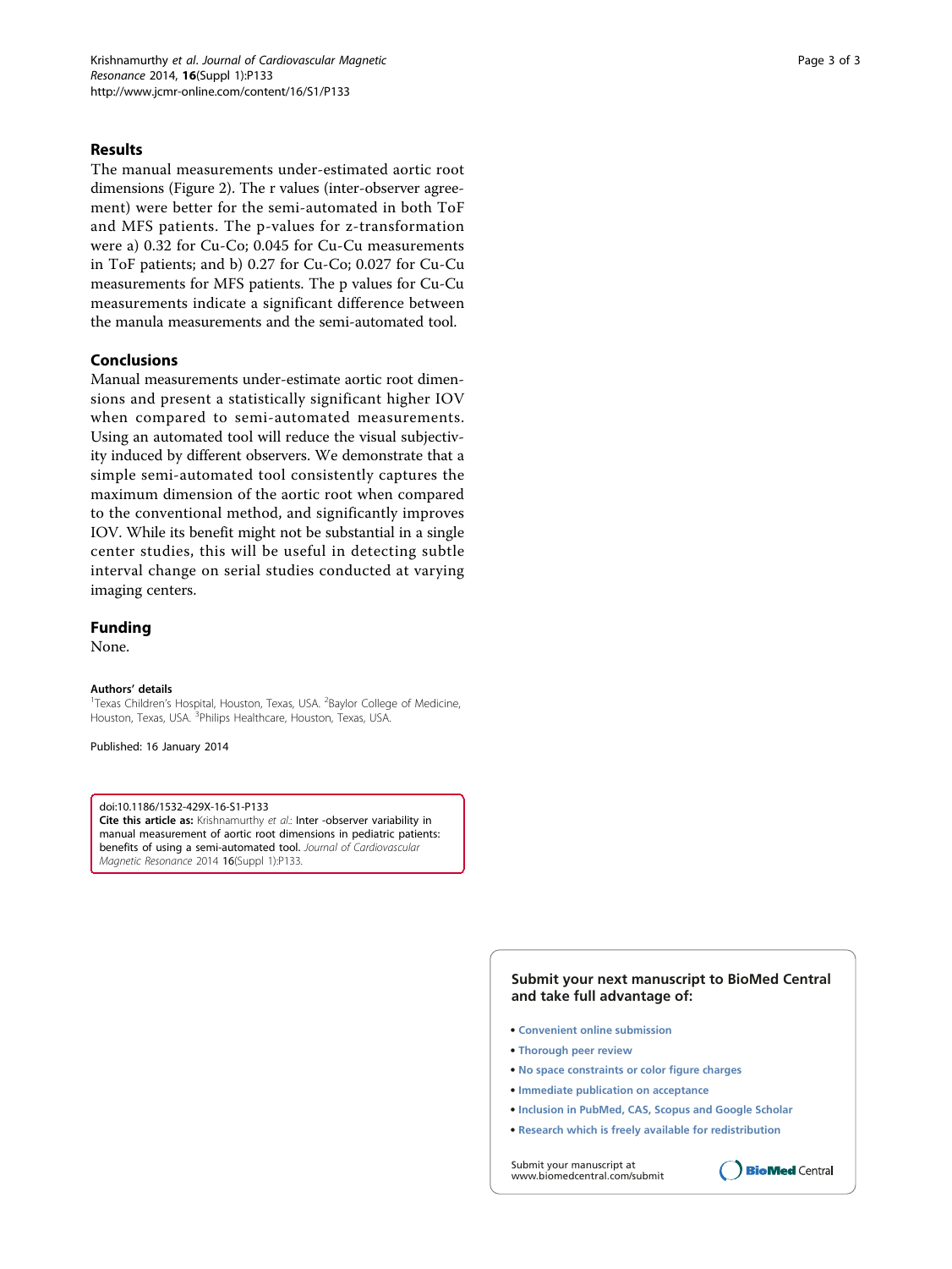## Results

The manual measurements under-estimated aortic root dimensions (Figure 2). The r values (inter-observer agreement) were better for the semi-automated in both ToF and MFS patients. The p-values for z-transformation were a) 0.32 for Cu-Co; 0.045 for Cu-Cu measurements in ToF patients; and b) 0.27 for Cu-Co; 0.027 for Cu-Cu measurements for MFS patients. The p values for Cu-Cu measurements indicate a significant difference between the manula measurements and the semi-automated tool.

## Conclusions

Manual measurements under-estimate aortic root dimensions and present a statistically significant higher IOV when compared to semi-automated measurements. Using an automated tool will reduce the visual subjectivity induced by different observers. We demonstrate that a simple semi-automated tool consistently captures the maximum dimension of the aortic root when compared to the conventional method, and significantly improves IOV. While its benefit might not be substantial in a single center studies, this will be useful in detecting subtle interval change on serial studies conducted at varying imaging centers.

## Funding

None.

#### Authors' details

[1]Texas Children's Hospital, Houston, Texas, USA. [2]Baylor College of Medicine, Houston, Texas, USA. [3]Philips Healthcare, Houston, Texas, USA.

Published: 16 January 2014

doi:10.1186/1532-429X-16-S1-P133

**Cite this article as:** Krishnamurthy *et al.*: Inter -observer variability in manual measurement of aortic root dimensions in pediatric patients: benefits of using a semi-automated tool. *Journal of Cardiovascular Magnetic Resonance* 2014 **16**(Suppl 1):P133.

**Submit your next manuscript to BioMed Central and take full advantage of:**

- Convenient online submission
- Thorough peer review
- No space constraints or color figure charges
- Immediate publication on acceptance
- Inclusion in PubMed, CAS, Scopus and Google Scholar
- Research which is freely available for redistribution

Submit your manuscript at
www.biomedcentral.com/submit